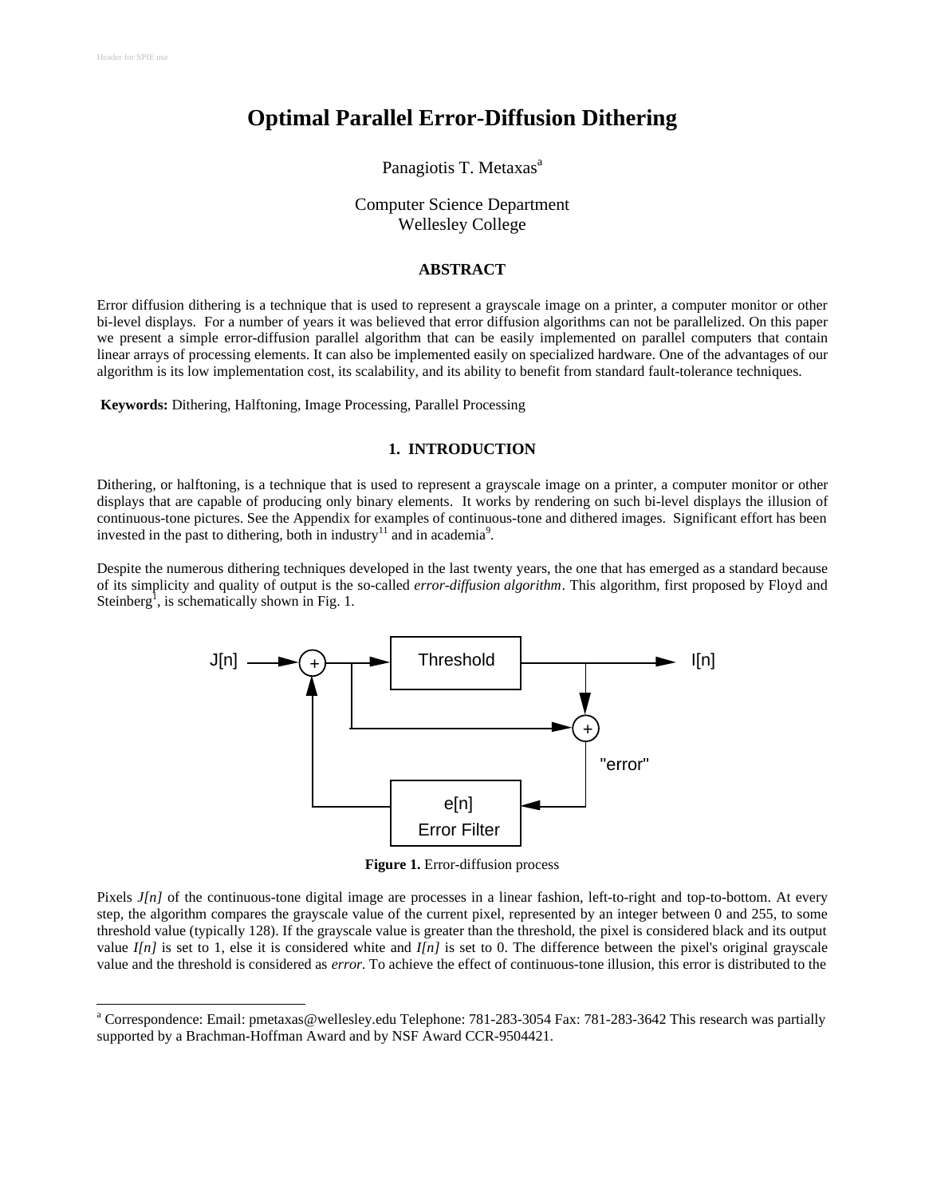# Optimal Parallel Error-Diffusion Dithering

Panagiotis T. Metaxas[a]

Computer Science Department
Wellesley College

## ABSTRACT

Error diffusion dithering is a technique that is used to represent a grayscale image on a printer, a computer monitor or other bi-level displays. For a number of years it was believed that error diffusion algorithms can not be parallelized. On this paper we present a simple error-diffusion parallel algorithm that can be easily implemented on parallel computers that contain linear arrays of processing elements. It can also be implemented easily on specialized hardware. One of the advantages of our algorithm is its low implementation cost, its scalability, and its ability to benefit from standard fault-tolerance techniques.

**Keywords:** Dithering, Halftoning, Image Processing, Parallel Processing

## 1. INTRODUCTION

Dithering, or halftoning, is a technique that is used to represent a grayscale image on a printer, a computer monitor or other displays that are capable of producing only binary elements. It works by rendering on such bi-level displays the illusion of continuous-tone pictures. See the Appendix for examples of continuous-tone and dithered images. Significant effort has been invested in the past to dithering, both in industry[11] and in academia[9].

Despite the numerous dithering techniques developed in the last twenty years, the one that has emerged as a standard because of its simplicity and quality of output is the so-called *error-diffusion algorithm*. This algorithm, first proposed by Floyd and Steinberg[1], is schematically shown in Fig. 1.

**Figure 1.** Error-diffusion process

Pixels *J[n]* of the continuous-tone digital image are processes in a linear fashion, left-to-right and top-to-bottom. At every step, the algorithm compares the grayscale value of the current pixel, represented by an integer between 0 and 255, to some threshold value (typically 128). If the grayscale value is greater than the threshold, the pixel is considered black and its output value *I[n]* is set to 1, else it is considered white and *I[n]* is set to 0. The difference between the pixel's original grayscale value and the threshold is considered as *error*. To achieve the effect of continuous-tone illusion, this error is distributed to the

[a] Correspondence: Email: pmetaxas@wellesley.edu Telephone: 781-283-3054 Fax: 781-283-3642 This research was partially supported by a Brachman-Hoffman Award and by NSF Award CCR-9504421.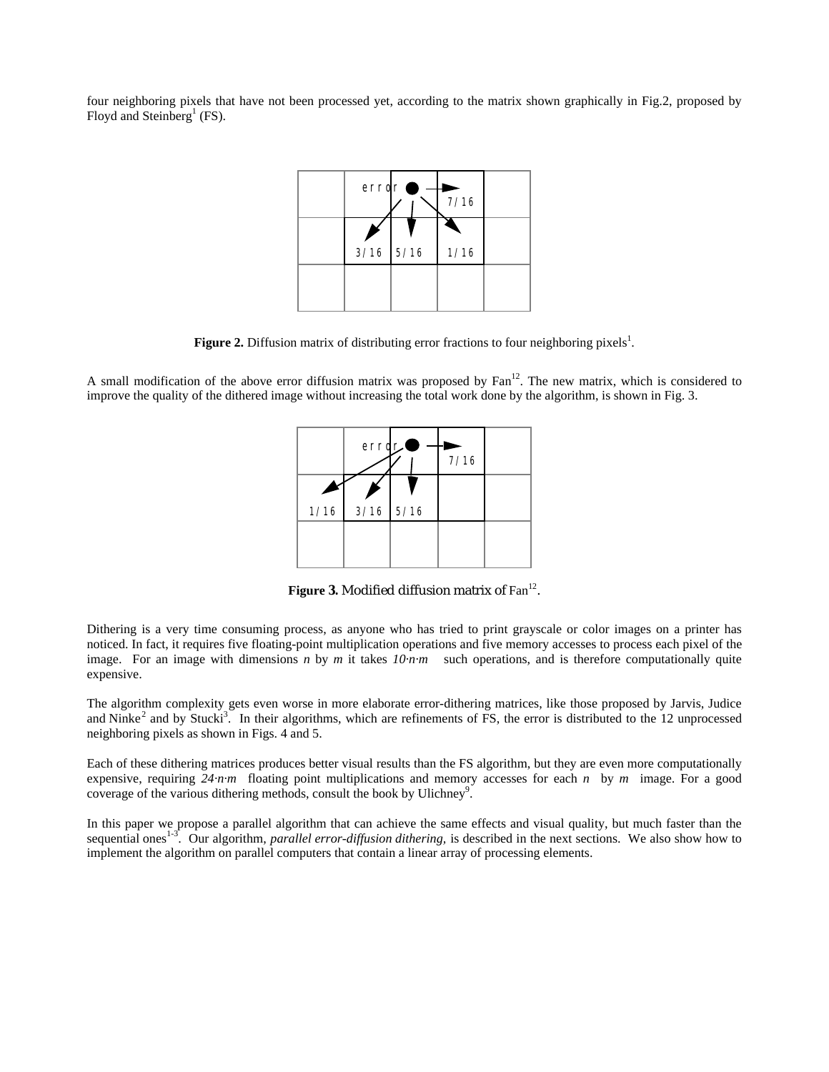four neighboring pixels that have not been processed yet, according to the matrix shown graphically in Fig.2, proposed by Floyd and Steinberg[1] (FS).

**Figure 2.** Diffusion matrix of distributing error fractions to four neighboring pixels[1].

A small modification of the above error diffusion matrix was proposed by Fan[12]. The new matrix, which is considered to improve the quality of the dithered image without increasing the total work done by the algorithm, is shown in Fig. 3.

**Figure 3.** Modified diffusion matrix of Fan[12].

Dithering is a very time consuming process, as anyone who has tried to print grayscale or color images on a printer has noticed. In fact, it requires five floating-point multiplication operations and five memory accesses to process each pixel of the image. For an image with dimensions $n$ by $m$ it takes $10 \cdot n \cdot m$ such operations, and is therefore computationally quite expensive.

The algorithm complexity gets even worse in more elaborate error-dithering matrices, like those proposed by Jarvis, Judice and Ninke[2] and by Stucki[3]. In their algorithms, which are refinements of FS, the error is distributed to the 12 unprocessed neighboring pixels as shown in Figs. 4 and 5.

Each of these dithering matrices produces better visual results than the FS algorithm, but they are even more computationally expensive, requiring $24 \cdot n \cdot m$ floating point multiplications and memory accesses for each $n$ by $m$ image. For a good coverage of the various dithering methods, consult the book by Ulichney[9].

In this paper we propose a parallel algorithm that can achieve the same effects and visual quality, but much faster than the sequential ones[1-3]. Our algorithm, *parallel error-diffusion dithering,* is described in the next sections. We also show how to implement the algorithm on parallel computers that contain a linear array of processing elements.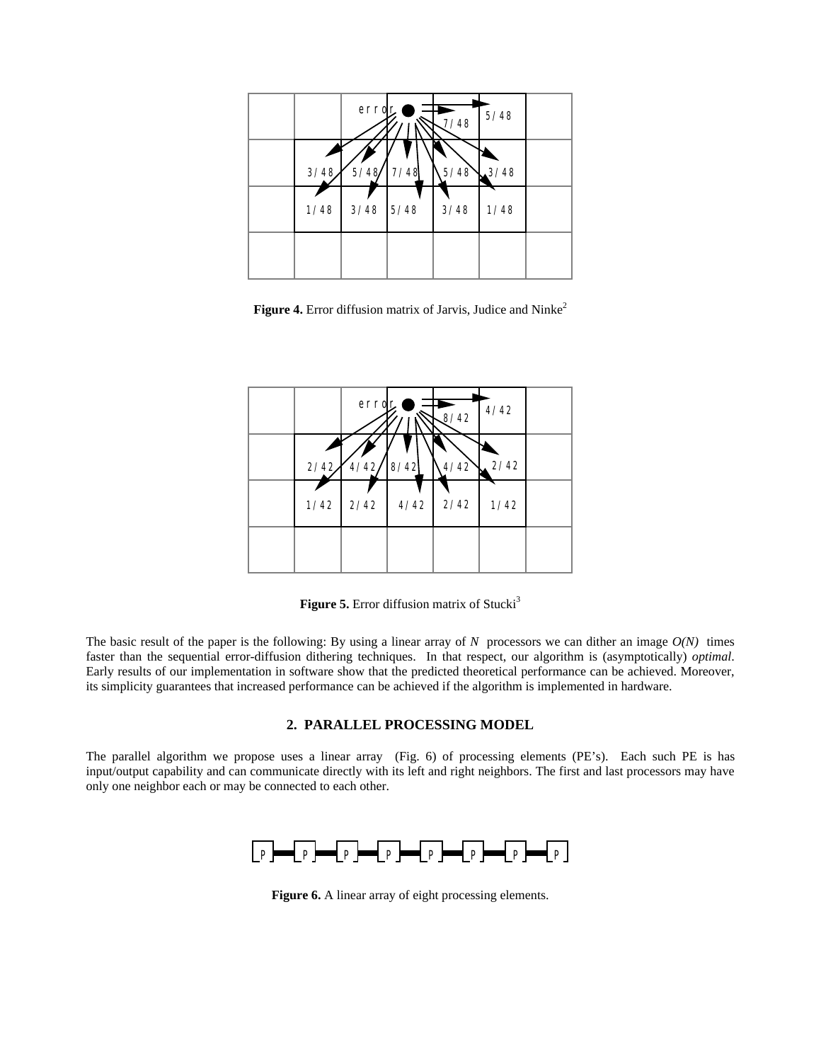**Figure 4.** Error diffusion matrix of Jarvis, Judice and Ninke[2]

**Figure 5.** Error diffusion matrix of Stucki[3]

The basic result of the paper is the following: By using a linear array of *N* processors we can dither an image *O(N)* times faster than the sequential error-diffusion dithering techniques. In that respect, our algorithm is (asymptotically) *optimal*. Early results of our implementation in software show that the predicted theoretical performance can be achieved. Moreover, its simplicity guarantees that increased performance can be achieved if the algorithm is implemented in hardware.

## 2. PARALLEL PROCESSING MODEL

The parallel algorithm we propose uses a linear array (Fig. 6) of processing elements (PE's). Each such PE is has input/output capability and can communicate directly with its left and right neighbors. The first and last processors may have only one neighbor each or may be connected to each other.

**Figure 6.** A linear array of eight processing elements.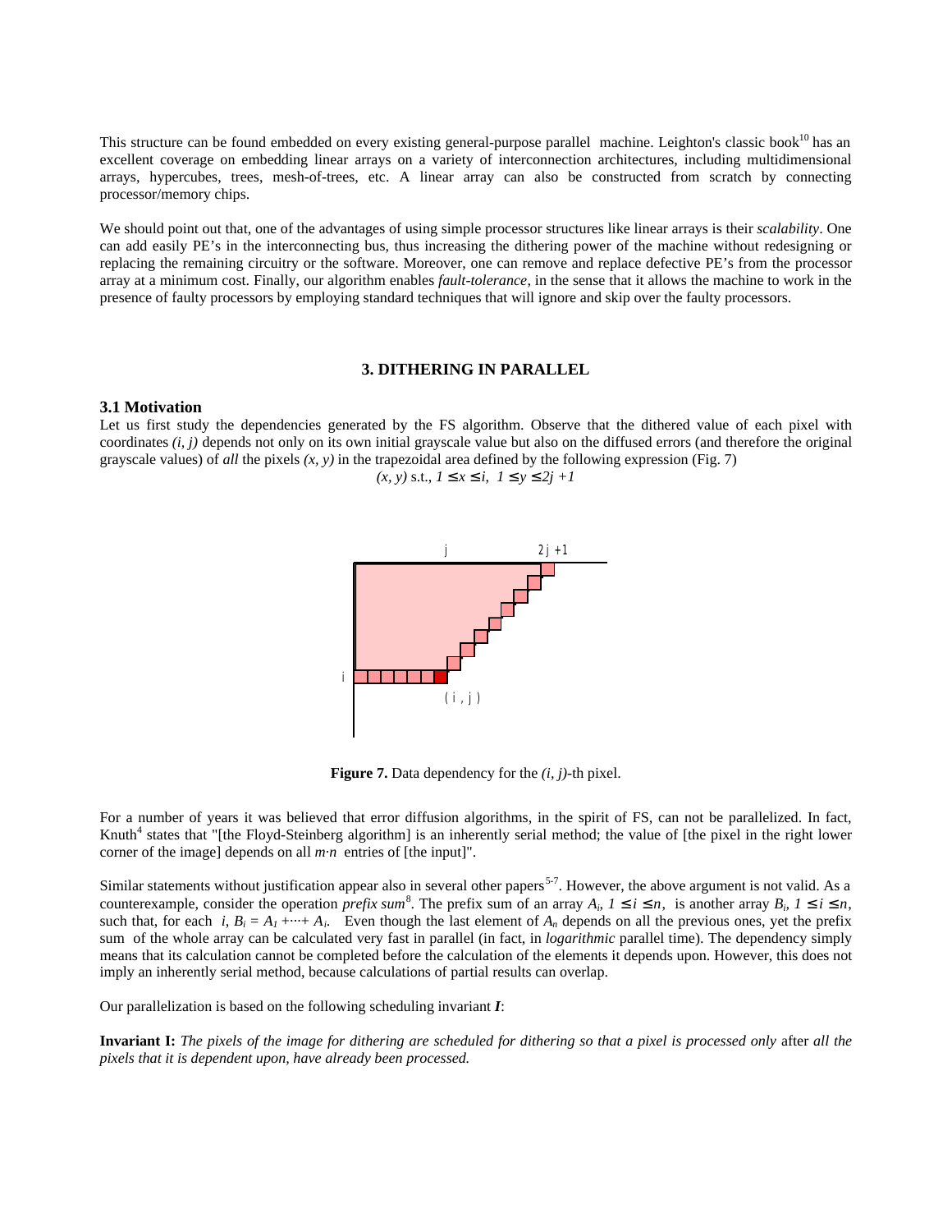This structure can be found embedded on every existing general-purpose parallel machine. Leighton's classic book[10] has an excellent coverage on embedding linear arrays on a variety of interconnection architectures, including multidimensional arrays, hypercubes, trees, mesh-of-trees, etc. A linear array can also be constructed from scratch by connecting processor/memory chips.

We should point out that, one of the advantages of using simple processor structures like linear arrays is their *scalability*. One can add easily PE's in the interconnecting bus, thus increasing the dithering power of the machine without redesigning or replacing the remaining circuitry or the software. Moreover, one can remove and replace defective PE's from the processor array at a minimum cost. Finally, our algorithm enables *fault-tolerance*, in the sense that it allows the machine to work in the presence of faulty processors by employing standard techniques that will ignore and skip over the faulty processors.

## 3. DITHERING IN PARALLEL

### 3.1 Motivation

Let us first study the dependencies generated by the FS algorithm. Observe that the dithered value of each pixel with coordinates $(i, j)$ depends not only on its own initial grayscale value but also on the diffused errors (and therefore the original grayscale values) of *all* the pixels $(x, y)$ in the trapezoidal area defined by the following expression (Fig. 7)

$$(x, y) \text{ s.t., } 1 \leq x \leq i,\ 1 \leq y \leq 2j + 1$$

**Figure 7.** Data dependency for the $(i, j)$-th pixel.

For a number of years it was believed that error diffusion algorithms, in the spirit of FS, can not be parallelized. In fact, Knuth[4] states that "[the Floyd-Steinberg algorithm] is an inherently serial method; the value of [the pixel in the right lower corner of the image] depends on all $m \cdot n$ entries of [the input]".

Similar statements without justification appear also in several other papers[5-7]. However, the above argument is not valid. As a counterexample, consider the operation *prefix sum*[8]. The prefix sum of an array $A_i$, $1 \leq i \leq n$, is another array $B_i$, $1 \leq i \leq n$, such that, for each $i$, $B_i = A_1 + \cdots + A_i$. Even though the last element of $A_n$ depends on all the previous ones, yet the prefix sum of the whole array can be calculated very fast in parallel (in fact, in *logarithmic* parallel time). The dependency simply means that its calculation cannot be completed before the calculation of the elements it depends upon. However, this does not imply an inherently serial method, because calculations of partial results can overlap.

Our parallelization is based on the following scheduling invariant ***I***:

**Invariant I:** *The pixels of the image for dithering are scheduled for dithering so that a pixel is processed only* after *all the pixels that it is dependent upon, have already been processed.*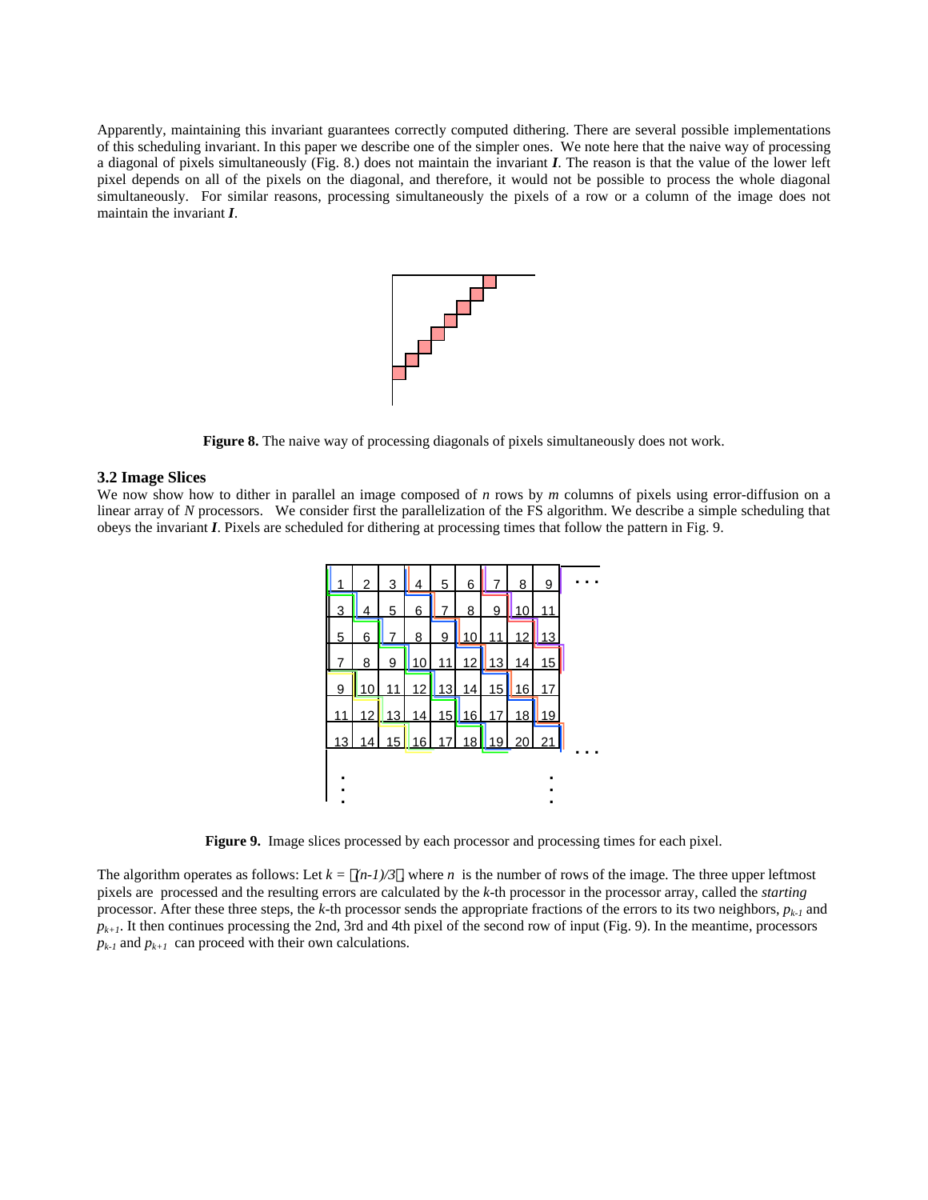Apparently, maintaining this invariant guarantees correctly computed dithering. There are several possible implementations of this scheduling invariant. In this paper we describe one of the simpler ones. We note here that the naive way of processing a diagonal of pixels simultaneously (Fig. 8.) does not maintain the invariant ***I***. The reason is that the value of the lower left pixel depends on all of the pixels on the diagonal, and therefore, it would not be possible to process the whole diagonal simultaneously. For similar reasons, processing simultaneously the pixels of a row or a column of the image does not maintain the invariant ***I***.

**Figure 8.** The naive way of processing diagonals of pixels simultaneously does not work.

### 3.2 Image Slices

We now show how to dither in parallel an image composed of $n$ rows by $m$ columns of pixels using error-diffusion on a linear array of $N$ processors. We consider first the parallelization of the FS algorithm. We describe a simple scheduling that obeys the invariant ***I***. Pixels are scheduled for dithering at processing times that follow the pattern in Fig. 9.

| 1 | 2 | 3 | 4 | 5 | 6 | 7 | 8 | 9 | ... |
|---|---|---|---|---|---|---|---|---|---|
| 3 | 4 | 5 | 6 | 7 | 8 | 9 | 10 | 11 | |
| 5 | 6 | 7 | 8 | 9 | 10 | 11 | 12 | 13 | |
| 7 | 8 | 9 | 10 | 11 | 12 | 13 | 14 | 15 | |
| 9 | 10 | 11 | 12 | 13 | 14 | 15 | 16 | 17 | |
| 11 | 12 | 13 | 14 | 15 | 16 | 17 | 18 | 19 | |
| 13 | 14 | 15 | 16 | 17 | 18 | 19 | 20 | 21 | ... |
| ⋮ | | | | | | | | ⋮ | |

**Figure 9.** Image slices processed by each processor and processing times for each pixel.

The algorithm operates as follows: Let $k = \lceil (n-1)/3 \rceil$ where $n$ is the number of rows of the image. The three upper leftmost pixels are processed and the resulting errors are calculated by the $k$-th processor in the processor array, called the *starting* processor. After these three steps, the $k$-th processor sends the appropriate fractions of the errors to its two neighbors, $p_{k-1}$ and $p_{k+1}$. It then continues processing the 2nd, 3rd and 4th pixel of the second row of input (Fig. 9). In the meantime, processors $p_{k-1}$ and $p_{k+1}$ can proceed with their own calculations.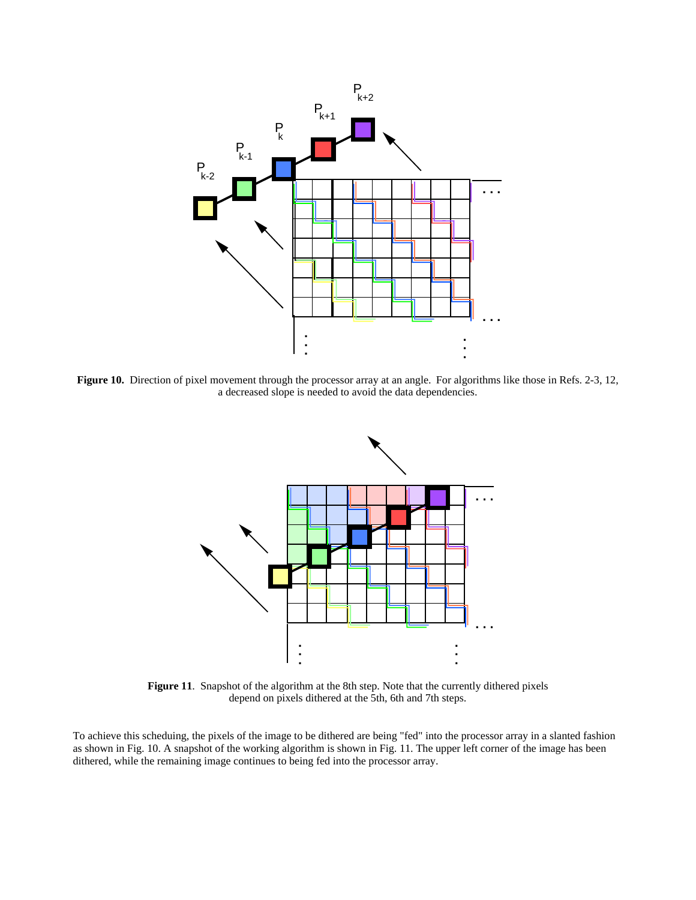**Figure 10.** Direction of pixel movement through the processor array at an angle. For algorithms like those in Refs. 2-3, 12, a decreased slope is needed to avoid the data dependencies.

**Figure 11**. Snapshot of the algorithm at the 8th step. Note that the currently dithered pixels depend on pixels dithered at the 5th, 6th and 7th steps.

To achieve this scheduing, the pixels of the image to be dithered are being "fed" into the processor array in a slanted fashion as shown in Fig. 10. A snapshot of the working algorithm is shown in Fig. 11. The upper left corner of the image has been dithered, while the remaining image continues to being fed into the processor array.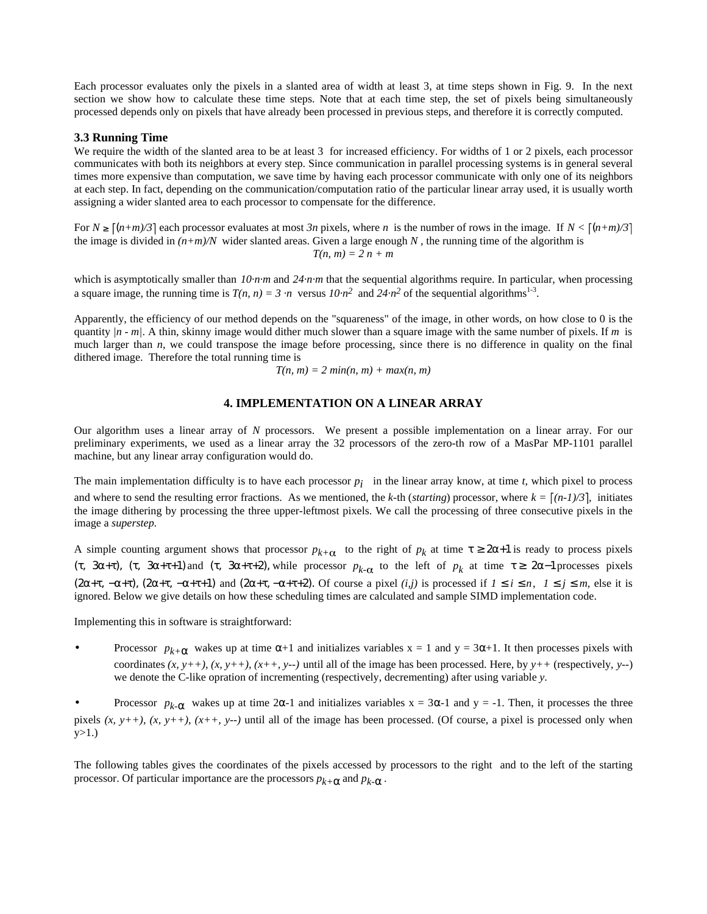Each processor evaluates only the pixels in a slanted area of width at least 3, at time steps shown in Fig. 9. In the next section we show how to calculate these time steps. Note that at each time step, the set of pixels being simultaneously processed depends only on pixels that have already been processed in previous steps, and therefore it is correctly computed.

### 3.3 Running Time

We require the width of the slanted area to be at least 3 for increased efficiency. For widths of 1 or 2 pixels, each processor communicates with both its neighbors at every step. Since communication in parallel processing systems is in general several times more expensive than computation, we save time by having each processor communicate with only one of its neighbors at each step. In fact, depending on the communication/computation ratio of the particular linear array used, it is usually worth assigning a wider slanted area to each processor to compensate for the difference.

For $N \geq \lceil (n+m)/3 \rceil$ each processor evaluates at most $3n$ pixels, where $n$ is the number of rows in the image. If $N < \lceil (n+m)/3 \rceil$ the image is divided in $(n+m)/N$ wider slanted areas. Given a large enough $N$, the running time of the algorithm is

$$T(n, m) = 2n + m$$

which is asymptotically smaller than $10 \cdot n \cdot m$ and $24 \cdot n \cdot m$ that the sequential algorithms require. In particular, when processing a square image, the running time is $T(n, n) = 3 \cdot n$ versus $10 \cdot n^2$ and $24 \cdot n^2$ of the sequential algorithms[1-3].

Apparently, the efficiency of our method depends on the "squareness" of the image, in other words, on how close to 0 is the quantity $|n - m|$. A thin, skinny image would dither much slower than a square image with the same number of pixels. If $m$ is much larger than $n$, we could transpose the image before processing, since there is no difference in quality on the final dithered image. Therefore the total running time is

$$T(n, m) = 2 \min(n, m) + \max(n, m)$$

## 4. IMPLEMENTATION ON A LINEAR ARRAY

Our algorithm uses a linear array of $N$ processors. We present a possible implementation on a linear array. For our preliminary experiments, we used as a linear array the 32 processors of the zero-th row of a MasPar MP-1101 parallel machine, but any linear array configuration would do.

The main implementation difficulty is to have each processor $p_i$ in the linear array know, at time $t$, which pixel to process and where to send the resulting error fractions. As we mentioned, the $k$-th (*starting*) processor, where $k = \lceil (n-1)/3 \rceil$, initiates the image dithering by processing the three upper-leftmost pixels. We call the processing of three consecutive pixels in the image a *superstep.*

A simple counting argument shows that processor $p_{k+\alpha}$ to the right of $p_k$ at time $\tau \geq 2\alpha+1$ is ready to process pixels $(\tau, 3\alpha+\tau)$, $(\tau, 3\alpha+\tau+1)$ and $(\tau, 3\alpha+\tau+2)$, while processor $p_{k-\alpha}$ to the left of $p_k$ at time $\tau \geq 2\alpha-1$ processes pixels $(2\alpha+\tau, -\alpha+\tau)$, $(2\alpha+\tau, -\alpha+\tau+1)$ and $(2\alpha+\tau, -\alpha+\tau+2)$. Of course a pixel $(i,j)$ is processed if $1 \leq i \leq n$, $1 \leq j \leq m$, else it is ignored. Below we give details on how these scheduling times are calculated and sample SIMD implementation code.

Implementing this in software is straightforward:

- Processor $p_{k+\alpha}$ wakes up at time $\alpha+1$ and initializes variables x = 1 and y = $3\alpha+1$. It then processes pixels with coordinates *(x, y++), (x, y++), (x++, y--)* until all of the image has been processed. Here, by *y++* (respectively, *y--*) we denote the C-like opration of incrementing (respectively, decrementing) after using variable *y*.

- Processor $p_{k-\alpha}$ wakes up at time $2\alpha-1$ and initializes variables x = $3\alpha-1$ and y = -1. Then, it processes the three pixels *(x, y++), (x, y++), (x++, y--)* until all of the image has been processed. (Of course, a pixel is processed only when y>1.)

The following tables gives the coordinates of the pixels accessed by processors to the right and to the left of the starting processor. Of particular importance are the processors $p_{k+\alpha}$ and $p_{k-\alpha}$.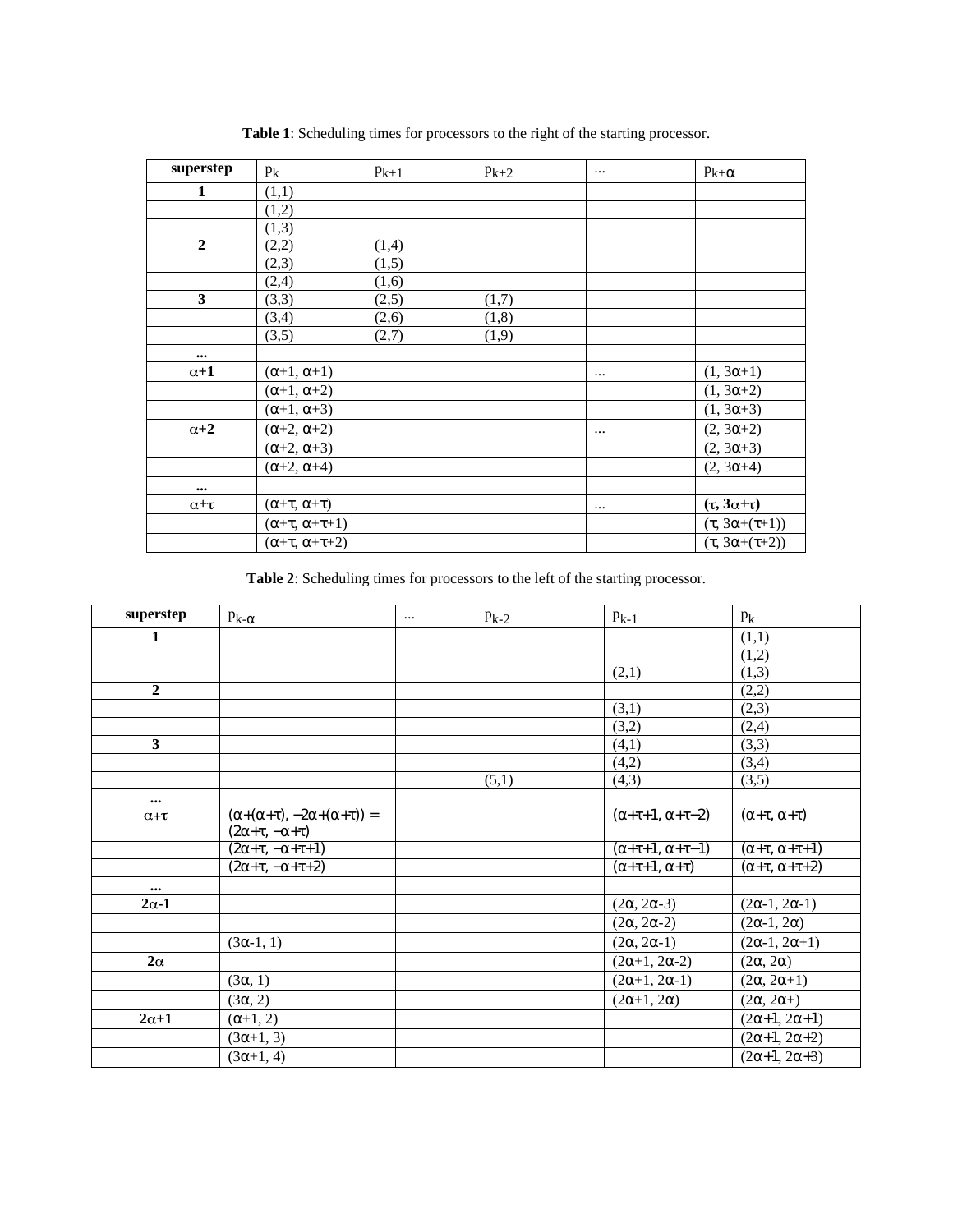**Table 1**: Scheduling times for processors to the right of the starting processor.

| superstep | $p_k$ | $p_{k+1}$ | $p_{k+2}$ | ... | $p_{k+\alpha}$ |
|---|---|---|---|---|---|
| **1** | (1,1) | | | | |
| | (1,2) | | | | |
| | (1,3) | | | | |
| **2** | (2,2) | (1,4) | | | |
| | (2,3) | (1,5) | | | |
| | (2,4) | (1,6) | | | |
| **3** | (3,3) | (2,5) | (1,7) | | |
| | (3,4) | (2,6) | (1,8) | | |
| | (3,5) | (2,7) | (1,9) | | |
| **...** | | | | | |
| $\alpha$**+1** | ($\alpha$+1, $\alpha$+1) | | | ... | (1, 3$\alpha$+1) |
| | ($\alpha$+1, $\alpha$+2) | | | | (1, 3$\alpha$+2) |
| | ($\alpha$+1, $\alpha$+3) | | | | (1, 3$\alpha$+3) |
| $\alpha$**+2** | ($\alpha$+2, $\alpha$+2) | | | ... | (2, 3$\alpha$+2) |
| | ($\alpha$+2, $\alpha$+3) | | | | (2, 3$\alpha$+3) |
| | ($\alpha$+2, $\alpha$+4) | | | | (2, 3$\alpha$+4) |
| **...** | | | | | |
| $\alpha$+$\tau$ | ($\alpha$+$\tau$, $\alpha$+$\tau$) | | | ... | **($\tau$, 3$\alpha$+$\tau$)** |
| | ($\alpha$+$\tau$, $\alpha$+$\tau$+1) | | | | ($\tau$, 3$\alpha$+($\tau$+1)) |
| | ($\alpha$+$\tau$, $\alpha$+$\tau$+2) | | | | ($\tau$, 3$\alpha$+($\tau$+2)) |

**Table 2**: Scheduling times for processors to the left of the starting processor.

| superstep | $p_{k-\alpha}$ | ... | $p_{k-2}$ | $p_{k-1}$ | $p_k$ |
|---|---|---|---|---|---|
| **1** | | | | | (1,1) |
| | | | | | (1,2) |
| | | | | (2,1) | (1,3) |
| **2** | | | | | (2,2) |
| | | | | (3,1) | (2,3) |
| | | | | (3,2) | (2,4) |
| **3** | | | | (4,1) | (3,3) |
| | | | | (4,2) | (3,4) |
| | | | (5,1) | (4,3) | (3,5) |
| **...** | | | | | |
| $\alpha$+$\tau$ | ($\alpha$+($\alpha$+$\tau$), −2$\alpha$+($\alpha$+$\tau$)) = (2$\alpha$+$\tau$, −$\alpha$+$\tau$) | | | ($\alpha$+$\tau$+1, $\alpha$+$\tau$−2) | ($\alpha$+$\tau$, $\alpha$+$\tau$) |
| | (2$\alpha$+$\tau$, −$\alpha$+$\tau$+1) | | | ($\alpha$+$\tau$+1, $\alpha$+$\tau$−1) | ($\alpha$+$\tau$, $\alpha$+$\tau$+1) |
| | (2$\alpha$+$\tau$, −$\alpha$+$\tau$+2) | | | ($\alpha$+$\tau$+1, $\alpha$+$\tau$) | ($\alpha$+$\tau$, $\alpha$+$\tau$+2) |
| **...** | | | | | |
| **2$\alpha$-1** | | | | (2$\alpha$, 2$\alpha$-3) | (2$\alpha$-1, 2$\alpha$-1) |
| | | | | (2$\alpha$, 2$\alpha$-2) | (2$\alpha$-1, 2$\alpha$) |
| | (3$\alpha$-1, 1) | | | (2$\alpha$, 2$\alpha$-1) | (2$\alpha$-1, 2$\alpha$+1) |
| **2$\alpha$** | | | | (2$\alpha$+1, 2$\alpha$-2) | (2$\alpha$, 2$\alpha$) |
| | (3$\alpha$, 1) | | | (2$\alpha$+1, 2$\alpha$-1) | (2$\alpha$, 2$\alpha$+1) |
| | (3$\alpha$, 2) | | | (2$\alpha$+1, 2$\alpha$) | (2$\alpha$, 2$\alpha$+) |
| **2$\alpha$+1** | ($\alpha$+1, 2) | | | | (2$\alpha$+1, 2$\alpha$+1) |
| | (3$\alpha$+1, 3) | | | | (2$\alpha$+1, 2$\alpha$+2) |
| | (3$\alpha$+1, 4) | | | | (2$\alpha$+1, 2$\alpha$+3) |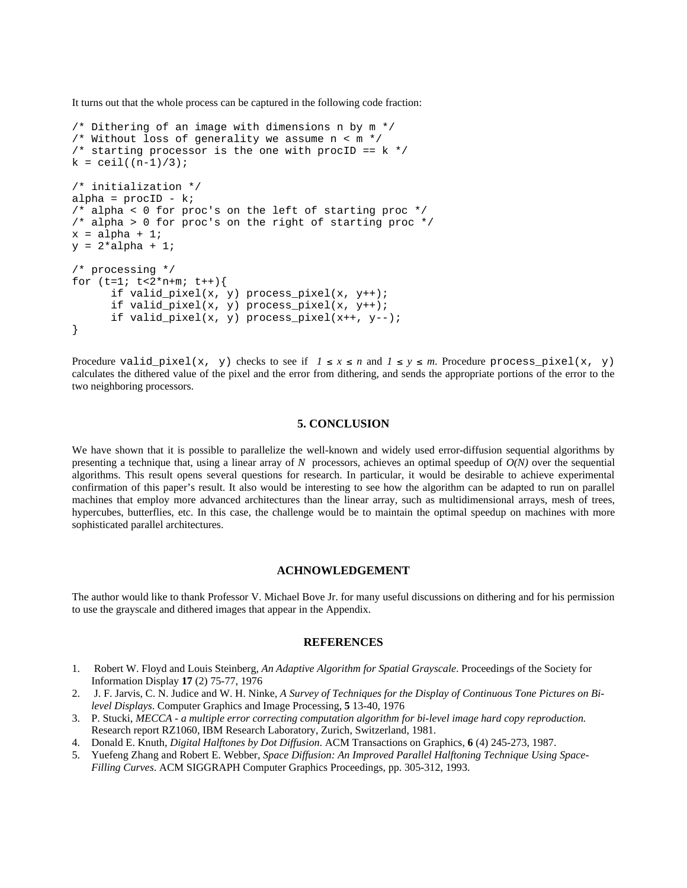It turns out that the whole process can be captured in the following code fraction:

```
/* Dithering of an image with dimensions n by m */
/* Without loss of generality we assume n < m */
/* starting processor is the one with procID == k */
k = ceil((n-1)/3);

/* initialization */
alpha = procID - k;
/* alpha < 0 for proc's on the left of starting proc */
/* alpha > 0 for proc's on the right of starting proc */
x = alpha + 1;
y = 2*alpha + 1;

/* processing */
for (t=1; t<2*n+m; t++){
      if valid_pixel(x, y) process_pixel(x, y++);
      if valid_pixel(x, y) process_pixel(x, y++);
      if valid_pixel(x, y) process_pixel(x++, y--);
}
```

Procedure `valid_pixel(x, y)` checks to see if $1 \leq x \leq n$ and $1 \leq y \leq m$. Procedure `process_pixel(x, y)` calculates the dithered value of the pixel and the error from dithering, and sends the appropriate portions of the error to the two neighboring processors.

## 5. CONCLUSION

We have shown that it is possible to parallelize the well-known and widely used error-diffusion sequential algorithms by presenting a technique that, using a linear array of $N$ processors, achieves an optimal speedup of $O(N)$ over the sequential algorithms. This result opens several questions for research. In particular, it would be desirable to achieve experimental confirmation of this paper's result. It also would be interesting to see how the algorithm can be adapted to run on parallel machines that employ more advanced architectures than the linear array, such as multidimensional arrays, mesh of trees, hypercubes, butterflies, etc. In this case, the challenge would be to maintain the optimal speedup on machines with more sophisticated parallel architectures.

## ACHNOWLEDGEMENT

The author would like to thank Professor V. Michael Bove Jr. for many useful discussions on dithering and for his permission to use the grayscale and dithered images that appear in the Appendix.

## REFERENCES

1. Robert W. Floyd and Louis Steinberg, *An Adaptive Algorithm for Spatial Grayscale*. Proceedings of the Society for Information Display **17** (2) 75-77, 1976
2. J. F. Jarvis, C. N. Judice and W. H. Ninke, *A Survey of Techniques for the Display of Continuous Tone Pictures on Bi-level Displays*. Computer Graphics and Image Processing, **5** 13-40, 1976
3. P. Stucki, *MECCA - a multiple error correcting computation algorithm for bi-level image hard copy reproduction.* Research report RZ1060, IBM Research Laboratory, Zurich, Switzerland, 1981.
4. Donald E. Knuth, *Digital Halftones by Dot Diffusion*. ACM Transactions on Graphics, **6** (4) 245-273, 1987.
5. Yuefeng Zhang and Robert E. Webber, *Space Diffusion: An Improved Parallel Halftoning Technique Using Space-Filling Curves*. ACM SIGGRAPH Computer Graphics Proceedings, pp. 305-312, 1993.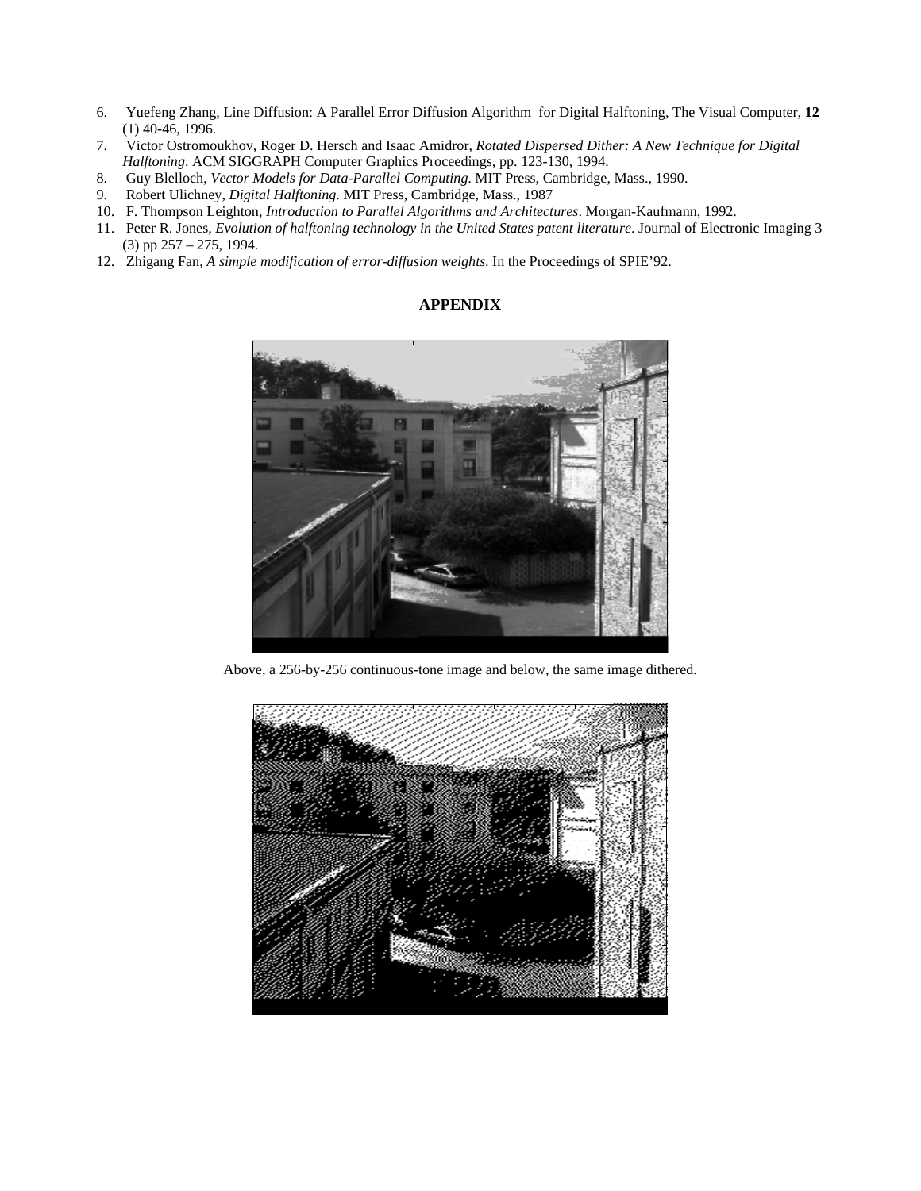6. Yuefeng Zhang, Line Diffusion: A Parallel Error Diffusion Algorithm for Digital Halftoning, The Visual Computer, **12** (1) 40-46, 1996.
7. Victor Ostromoukhov, Roger D. Hersch and Isaac Amidror, *Rotated Dispersed Dither: A New Technique for Digital Halftoning*. ACM SIGGRAPH Computer Graphics Proceedings, pp. 123-130, 1994.
8. Guy Blelloch, *Vector Models for Data-Parallel Computing*. MIT Press, Cambridge, Mass., 1990.
9. Robert Ulichney, *Digital Halftoning*. MIT Press, Cambridge, Mass., 1987
10. F. Thompson Leighton, *Introduction to Parallel Algorithms and Architectures*. Morgan-Kaufmann, 1992.
11. Peter R. Jones, *Evolution of halftoning technology in the United States patent literature*. Journal of Electronic Imaging 3 (3) pp 257 – 275, 1994.
12. Zhigang Fan, *A simple modification of error-diffusion weights*. In the Proceedings of SPIE'92.

## APPENDIX

Above, a 256-by-256 continuous-tone image and below, the same image dithered.